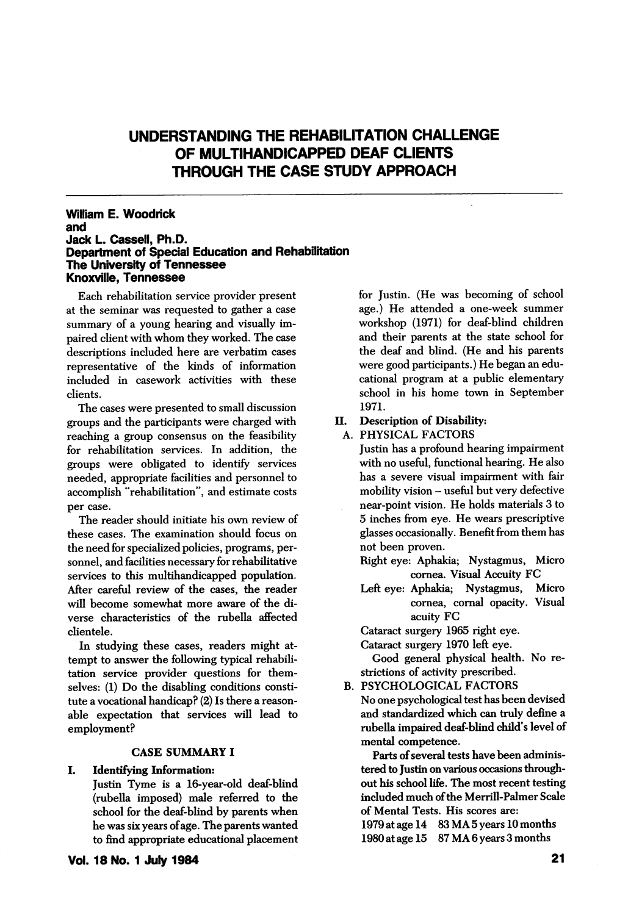# UNDERSTANDING THE REHABILITATION CHALLENGE OF MULTIHANDICAPPED DEAF CLIENTS THROUGH THE CASE STUDY APPROACH

**William E. Woodrick**
**and**
**Jack L. Cassell, Ph.D.**
**Department of Special Education and Rehabilitation**
**The University of Tennessee**
**Knoxville, Tennessee**

Each rehabilitation service provider present at the seminar was requested to gather a case summary of a young hearing and visually impaired client with whom they worked. The case descriptions included here are verbatim cases representative of the kinds of information included in casework activities with these clients.

The cases were presented to small discussion groups and the participants were charged with reaching a group consensus on the feasibility for rehabilitation services. In addition, the groups were obligated to identify services needed, appropriate facilities and personnel to accomplish "rehabilitation", and estimate costs per case.

The reader should initiate his own review of these cases. The examination should focus on the need for specialized policies, programs, personnel, and facilities necessary for rehabilitative services to this multihandicapped population. After careful review of the cases, the reader will become somewhat more aware of the diverse characteristics of the rubella affected clientele.

In studying these cases, readers might attempt to answer the following typical rehabilitation service provider questions for themselves: (1) Do the disabling conditions constitute a vocational handicap? (2) Is there a reasonable expectation that services will lead to employment?

## CASE SUMMARY I

**I. Identifying Information:**

Justin Tyme is a 16-year-old deaf-blind (rubella imposed) male referred to the school for the deaf-blind by parents when he was six years of age. The parents wanted to find appropriate educational placement for Justin. (He was becoming of school age.) He attended a one-week summer workshop (1971) for deaf-blind children and their parents at the state school for the deaf and blind. (He and his parents were good participants.) He began an educational program at a public elementary school in his home town in September 1971.

**II. Description of Disability:**

A. PHYSICAL FACTORS

Justin has a profound hearing impairment with no useful, functional hearing. He also has a severe visual impairment with fair mobility vision – useful but very defective near-point vision. He holds materials 3 to 5 inches from eye. He wears prescriptive glasses occasionally. Benefit from them has not been proven.

Right eye: Aphakia; Nystagmus, Micro cornea. Visual Accuity FC

Left eye: Aphakia; Nystagmus, Micro cornea, cornal opacity. Visual acuity FC

Cataract surgery 1965 right eye.

Cataract surgery 1970 left eye.

Good general physical health. No restrictions of activity prescribed.

B. PSYCHOLOGICAL FACTORS

No one psychological test has been devised and standardized which can truly define a rubella impaired deaf-blind child's level of mental competence.

Parts of several tests have been administered to Justin on various occasions throughout his school life. The most recent testing included much of the Merrill-Palmer Scale of Mental Tests. His scores are:

1979 at age 14 83 MA 5 years 10 months

1980 at age 15 87 MA 6 years 3 months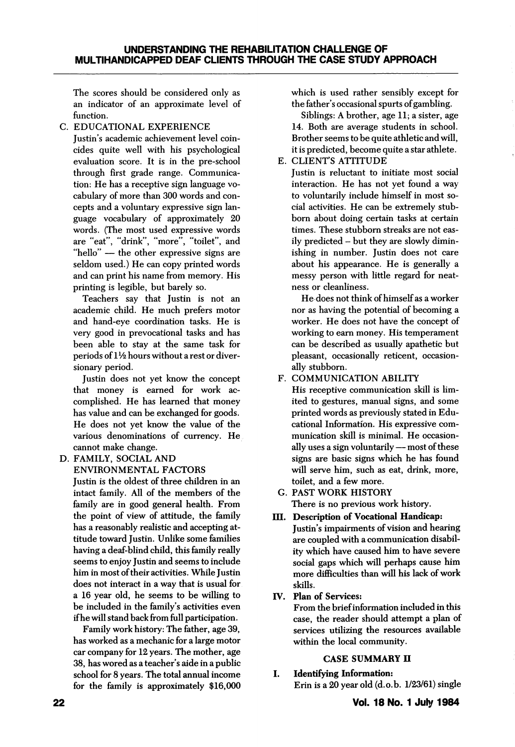The scores should be considered only as an indicator of an approximate level of function.

C. EDUCATIONAL EXPERIENCE

Justin's academic achievement level coincides quite well with his psychological evaluation score. It is in the pre-school through first grade range. Communication: He has a receptive sign language vocabulary of more than 300 words and concepts and a voluntary expressive sign language vocabulary of approximately 20 words. (The most used expressive words are "eat", "drink", "more", "toilet", and "hello" — the other expressive signs are seldom used.) He can copy printed words and can print his name from memory. His printing is legible, but barely so.

Teachers say that Justin is not an academic child. He much prefers motor and hand-eye coordination tasks. He is very good in prevocational tasks and has been able to stay at the same task for periods of 1½ hours without a rest or diversionary period.

Justin does not yet know the concept that money is earned for work accomplished. He has learned that money has value and can be exchanged for goods. He does not yet know the value of the various denominations of currency. He cannot make change.

D. FAMILY, SOCIAL AND ENVIRONMENTAL FACTORS

Justin is the oldest of three children in an intact family. All of the members of the family are in good general health. From the point of view of attitude, the family has a reasonably realistic and accepting attitude toward Justin. Unlike some families having a deaf-blind child, this family really seems to enjoy Justin and seems to include him in most of their activities. While Justin does not interact in a way that is usual for a 16 year old, he seems to be willing to be included in the family's activities even if he will stand back from full participation.

Family work history: The father, age 39, has worked as a mechanic for a large motor car company for 12 years. The mother, age 38, has wored as a teacher's aide in a public school for 8 years. The total annual income for the family is approximately $16,000 which is used rather sensibly except for the father's occasional spurts of gambling.

Siblings: A brother, age 11; a sister, age 14. Both are average students in school. Brother seems to be quite athletic and will, it is predicted, become quite a star athlete.

E. CLIENT'S ATTITUDE

Justin is reluctant to initiate most social interaction. He has not yet found a way to voluntarily include himself in most social activities. He can be extremely stubborn about doing certain tasks at certain times. These stubborn streaks are not easily predicted – but they are slowly diminishing in number. Justin does not care about his appearance. He is generally a messy person with little regard for neatness or cleanliness.

He does not think of himself as a worker nor as having the potential of becoming a worker. He does not have the concept of working to earn money. His temperament can be described as usually apathetic but pleasant, occasionally reticent, occasionally stubborn.

F. COMMUNICATION ABILITY

His receptive communication skill is limited to gestures, manual signs, and some printed words as previously stated in Educational Information. His expressive communication skill is minimal. He occasionally uses a sign voluntarily — most of these signs are basic signs which he has found will serve him, such as eat, drink, more, toilet, and a few more.

G. PAST WORK HISTORY

There is no previous work history.

**III. Description of Vocational Handicap:**

Justin's impairments of vision and hearing are coupled with a communication disability which have caused him to have severe social gaps which will perhaps cause him more difficulties than will his lack of work skills.

**IV. Plan of Services:**

From the brief information included in this case, the reader should attempt a plan of services utilizing the resources available within the local community.

## CASE SUMMARY II

**I. Identifying Information:**

Erin is a 20 year old (d.o.b. 1/23/61) single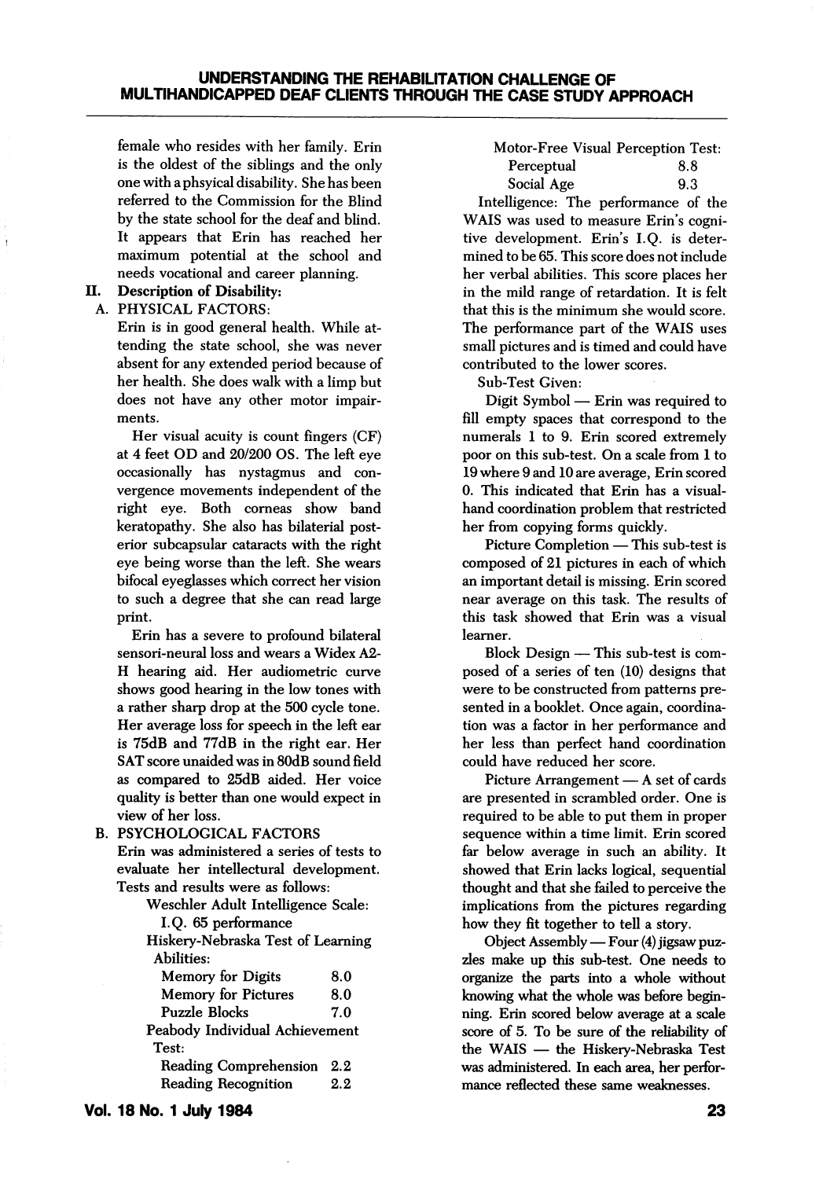female who resides with her family. Erin is the oldest of the siblings and the only one with a phsyical disability. She has been referred to the Commission for the Blind by the state school for the deaf and blind. It appears that Erin has reached her maximum potential at the school and needs vocational and career planning.

## II. Description of Disability:

### A. PHYSICAL FACTORS:

Erin is in good general health. While attending the state school, she was never absent for any extended period because of her health. She does walk with a limp but does not have any other motor impairments.

Her visual acuity is count fingers (CF) at 4 feet OD and 20/200 OS. The left eye occasionally has nystagmus and convergence movements independent of the right eye. Both corneas show band keratopathy. She also has bilaterial posterior subcapsular cataracts with the right eye being worse than the left. She wears bifocal eyeglasses which correct her vision to such a degree that she can read large print.

Erin has a severe to profound bilateral sensori-neural loss and wears a Widex A2-H hearing aid. Her audiometric curve shows good hearing in the low tones with a rather sharp drop at the 500 cycle tone. Her average loss for speech in the left ear is 75dB and 77dB in the right ear. Her SAT score unaided was in 80dB sound field as compared to 25dB aided. Her voice quality is better than one would expect in view of her loss.

### B. PSYCHOLOGICAL FACTORS

Erin was administered a series of tests to evaluate her intellectural development. Tests and results were as follows:

Weschler Adult Intelligence Scale:
I.Q. 65 performance

Hiskery-Nebraska Test of Learning Abilities:

| | |
|---|---|
| Memory for Digits | 8.0 |
| Memory for Pictures | 8.0 |
| Puzzle Blocks | 7.0 |

Peabody Individual Achievement Test:

| | |
|---|---|
| Reading Comprehension | 2.2 |
| Reading Recognition | 2.2 |

Motor-Free Visual Perception Test:

| | |
|---|---|
| Perceptual | 8.8 |
| Social Age | 9.3 |

Intelligence: The performance of the WAIS was used to measure Erin's cognitive development. Erin's I.Q. is determined to be 65. This score does not include her verbal abilities. This score places her in the mild range of retardation. It is felt that this is the minimum she would score. The performance part of the WAIS uses small pictures and is timed and could have contributed to the lower scores.

Sub-Test Given:

Digit Symbol — Erin was required to fill empty spaces that correspond to the numerals 1 to 9. Erin scored extremely poor on this sub-test. On a scale from 1 to 19 where 9 and 10 are average, Erin scored 0. This indicated that Erin has a visual-hand coordination problem that restricted her from copying forms quickly.

Picture Completion — This sub-test is composed of 21 pictures in each of which an important detail is missing. Erin scored near average on this task. The results of this task showed that Erin was a visual learner.

Block Design — This sub-test is composed of a series of ten (10) designs that were to be constructed from patterns presented in a booklet. Once again, coordination was a factor in her performance and her less than perfect hand coordination could have reduced her score.

Picture Arrangement — A set of cards are presented in scrambled order. One is required to be able to put them in proper sequence within a time limit. Erin scored far below average in such an ability. It showed that Erin lacks logical, sequential thought and that she failed to perceive the implications from the pictures regarding how they fit together to tell a story.

Object Assembly — Four (4) jigsaw puzzles make up this sub-test. One needs to organize the parts into a whole without knowing what the whole was before beginning. Erin scored below average at a scale score of 5. To be sure of the reliability of the WAIS — the Hiskery-Nebraska Test was administered. In each area, her performance reflected these same weaknesses.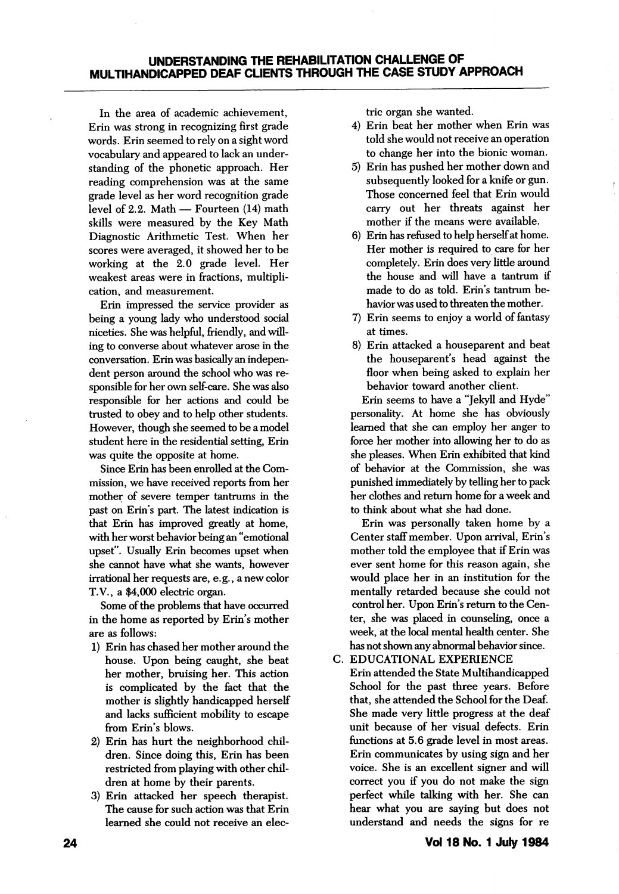In the area of academic achievement, Erin was strong in recognizing first grade words. Erin seemed to rely on a sight word vocabulary and appeared to lack an understanding of the phonetic approach. Her reading comprehension was at the same grade level as her word recognition grade level of 2.2. Math — Fourteen (14) math skills were measured by the Key Math Diagnostic Arithmetic Test. When her scores were averaged, it showed her to be working at the 2.0 grade level. Her weakest areas were in fractions, multiplication, and measurement.

Erin impressed the service provider as being a young lady who understood social niceties. She was helpful, friendly, and willing to converse about whatever arose in the conversation. Erin was basically an independent person around the school who was responsible for her own self-care. She was also responsible for her actions and could be trusted to obey and to help other students. However, though she seemed to be a model student here in the residential setting, Erin was quite the opposite at home.

Since Erin has been enrolled at the Commission, we have received reports from her mother of severe temper tantrums in the past on Erin's part. The latest indication is that Erin has improved greatly at home, with her worst behavior being an "emotional upset". Usually Erin becomes upset when she cannot have what she wants, however irrational her requests are, e.g., a new color T.V., a $4,000 electric organ.

Some of the problems that have occurred in the home as reported by Erin's mother are as follows:

1) Erin has chased her mother around the house. Upon being caught, she beat her mother, bruising her. This action is complicated by the fact that the mother is slightly handicapped herself and lacks sufficient mobility to escape from Erin's blows.
2) Erin has hurt the neighborhood children. Since doing this, Erin has been restricted from playing with other children at home by their parents.
3) Erin attacked her speech therapist. The cause for such action was that Erin learned she could not receive an electric organ she wanted.
4) Erin beat her mother when Erin was told she would not receive an operation to change her into the bionic woman.
5) Erin has pushed her mother down and subsequently looked for a knife or gun. Those concerned feel that Erin would carry out her threats against her mother if the means were available.
6) Erin has refused to help herself at home. Her mother is required to care for her completely. Erin does very little around the house and will have a tantrum if made to do as told. Erin's tantrum behavior was used to threaten the mother.
7) Erin seems to enjoy a world of fantasy at times.
8) Erin attacked a houseparent and beat the houseparent's head against the floor when being asked to explain her behavior toward another client.

Erin seems to have a "Jekyll and Hyde" personality. At home she has obviously learned that she can employ her anger to force her mother into allowing her to do as she pleases. When Erin exhibited that kind of behavior at the Commission, she was punished immediately by telling her to pack her clothes and return home for a week and to think about what she had done.

Erin was personally taken home by a Center staff member. Upon arrival, Erin's mother told the employee that if Erin was ever sent home for this reason again, she would place her in an institution for the mentally retarded because she could not control her. Upon Erin's return to the Center, she was placed in counseling, once a week, at the local mental health center. She has not shown any abnormal behavior since.

C. EDUCATIONAL EXPERIENCE

Erin attended the State Multihandicapped School for the past three years. Before that, she attended the School for the Deaf. She made very little progress at the deaf unit because of her visual defects. Erin functions at 5.6 grade level in most areas. Erin communicates by using sign and her voice. She is an excellent signer and will correct you if you do not make the sign perfect while talking with her. She can hear what you are saying but does not understand and needs the signs for re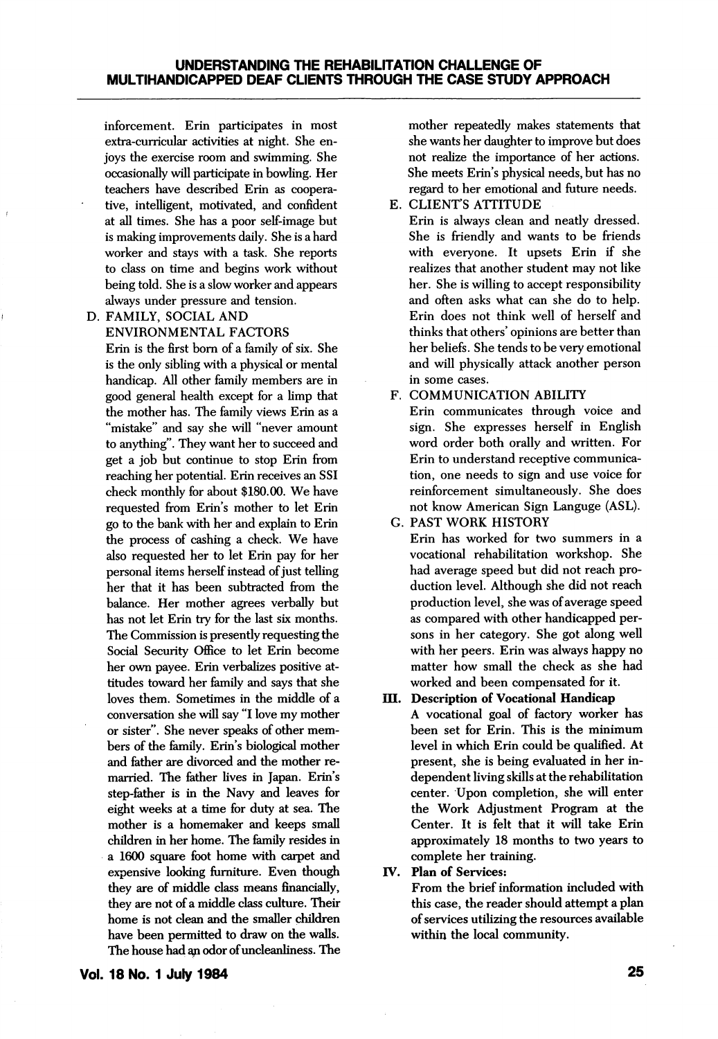inforcement. Erin participates in most extra-curricular activities at night. She enjoys the exercise room and swimming. She occasionally will participate in bowling. Her teachers have described Erin as cooperative, intelligent, motivated, and confident at all times. She has a poor self-image but is making improvements daily. She is a hard worker and stays with a task. She reports to class on time and begins work without being told. She is a slow worker and appears always under pressure and tension.

D. FAMILY, SOCIAL AND ENVIRONMENTAL FACTORS

Erin is the first born of a family of six. She is the only sibling with a physical or mental handicap. All other family members are in good general health except for a limp that the mother has. The family views Erin as a "mistake" and say she will "never amount to anything". They want her to succeed and get a job but continue to stop Erin from reaching her potential. Erin receives an SSI check monthly for about $180.00. We have requested from Erin's mother to let Erin go to the bank with her and explain to Erin the process of cashing a check. We have also requested her to let Erin pay for her personal items herself instead of just telling her that it has been subtracted from the balance. Her mother agrees verbally but has not let Erin try for the last six months. The Commission is presently requesting the Social Security Office to let Erin become her own payee. Erin verbalizes positive attitudes toward her family and says that she loves them. Sometimes in the middle of a conversation she will say "I love my mother or sister". She never speaks of other members of the family. Erin's biological mother and father are divorced and the mother remarried. The father lives in Japan. Erin's step-father is in the Navy and leaves for eight weeks at a time for duty at sea. The mother is a homemaker and keeps small children in her home. The family resides in a 1600 square foot home with carpet and expensive looking furniture. Even though they are of middle class means financially, they are not of a middle class culture. Their home is not clean and the smaller children have been permitted to draw on the walls. The house had an odor of uncleanliness. The mother repeatedly makes statements that she wants her daughter to improve but does not realize the importance of her actions. She meets Erin's physical needs, but has no regard to her emotional and future needs.

E. CLIENT'S ATTITUDE

Erin is always clean and neatly dressed. She is friendly and wants to be friends with everyone. It upsets Erin if she realizes that another student may not like her. She is willing to accept responsibility and often asks what can she do to help. Erin does not think well of herself and thinks that others' opinions are better than her beliefs. She tends to be very emotional and will physically attack another person in some cases.

F. COMMUNICATION ABILITY

Erin communicates through voice and sign. She expresses herself in English word order both orally and written. For Erin to understand receptive communication, one needs to sign and use voice for reinforcement simultaneously. She does not know American Sign Languge (ASL).

G. PAST WORK HISTORY

Erin has worked for two summers in a vocational rehabilitation workshop. She had average speed but did not reach production level. Although she did not reach production level, she was of average speed as compared with other handicapped persons in her category. She got along well with her peers. Erin was always happy no matter how small the check as she had worked and been compensated for it.

## III. Description of Vocational Handicap

A vocational goal of factory worker has been set for Erin. This is the minimum level in which Erin could be qualified. At present, she is being evaluated in her independent living skills at the rehabilitation center. Upon completion, she will enter the Work Adjustment Program at the Center. It is felt that it will take Erin approximately 18 months to two years to complete her training.

## IV. Plan of Services:

From the brief information included with this case, the reader should attempt a plan of services utilizing the resources available within the local community.